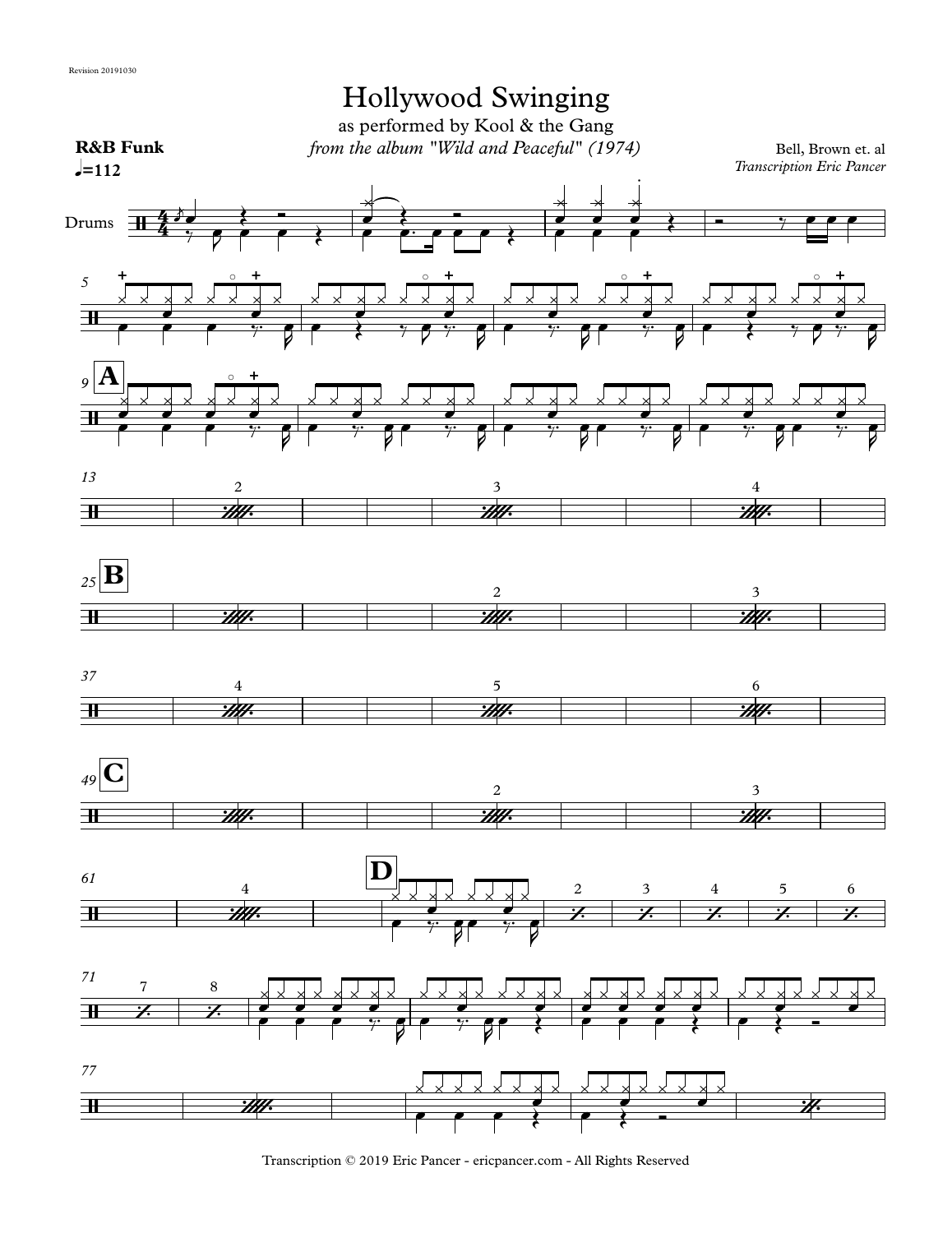Revision 20191030

# Hollywood Swinging

as performed by Kool & the Gang

*from the album "Wild and Peaceful" (1974)*

Bell, Brown et. al

*Transcription Eric Pancer*

**R&B Funk**

♩=112

Drums

Transcription © 2019 Eric Pancer - ericpancer.com - All Rights Reserved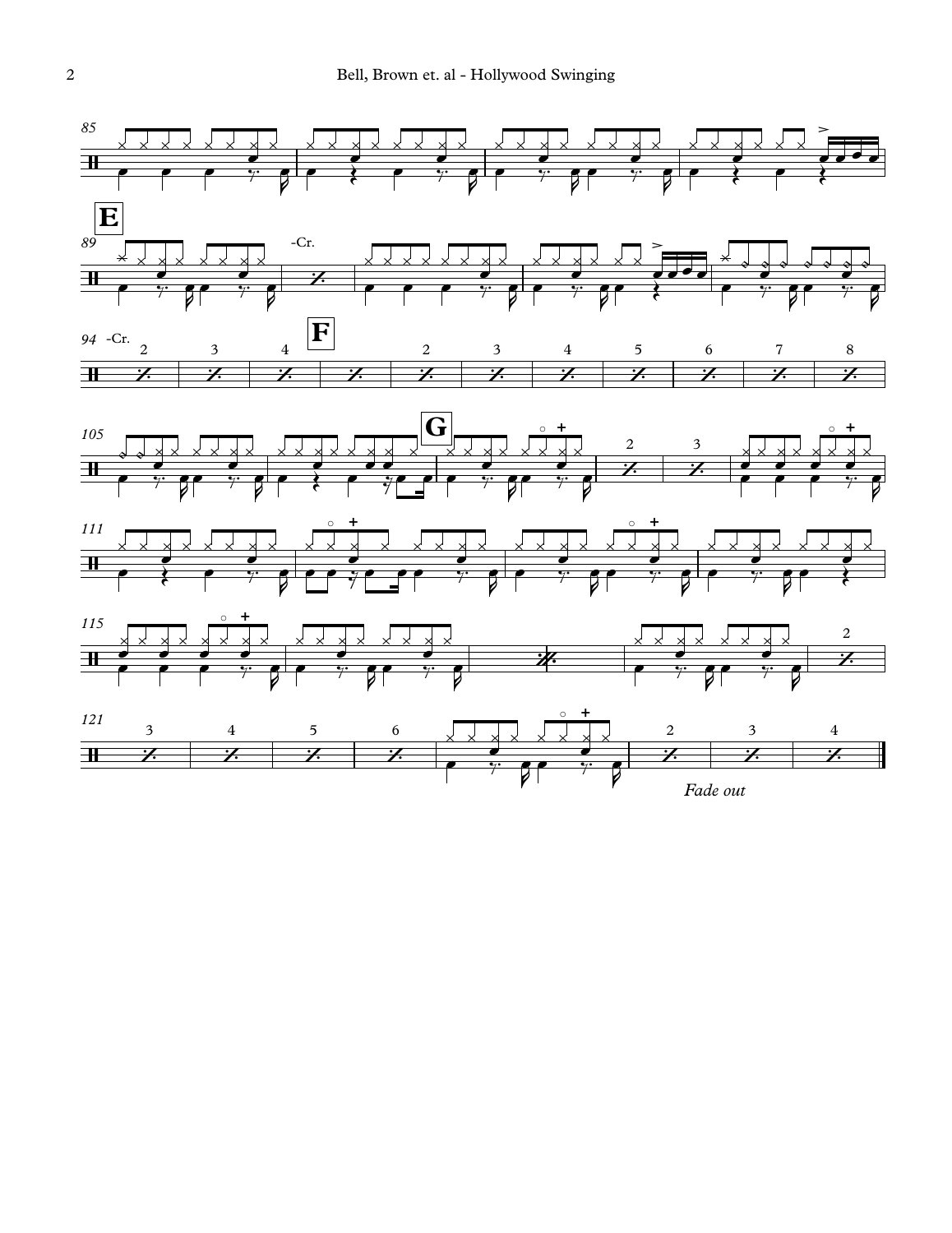E

-Cr.

-Cr.

F

G

*Fade out*